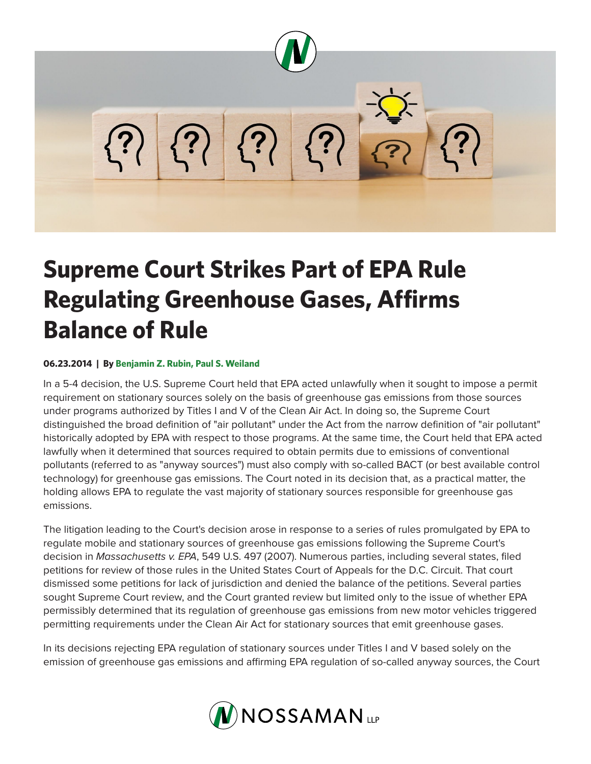# Supreme Court Strikes Part of EPA Rule Regulating Greenhouse Gases, Affirms Balance of Rule

**06.23.2014 | By Benjamin Z. Rubin, Paul S. Weiland**

In a 5-4 decision, the U.S. Supreme Court held that EPA acted unlawfully when it sought to impose a permit requirement on stationary sources solely on the basis of greenhouse gas emissions from those sources under programs authorized by Titles I and V of the Clean Air Act. In doing so, the Supreme Court distinguished the broad definition of "air pollutant" under the Act from the narrow definition of "air pollutant" historically adopted by EPA with respect to those programs. At the same time, the Court held that EPA acted lawfully when it determined that sources required to obtain permits due to emissions of conventional pollutants (referred to as "anyway sources") must also comply with so-called BACT (or best available control technology) for greenhouse gas emissions. The Court noted in its decision that, as a practical matter, the holding allows EPA to regulate the vast majority of stationary sources responsible for greenhouse gas emissions.

The litigation leading to the Court's decision arose in response to a series of rules promulgated by EPA to regulate mobile and stationary sources of greenhouse gas emissions following the Supreme Court's decision in *Massachusetts v. EPA*, 549 U.S. 497 (2007). Numerous parties, including several states, filed petitions for review of those rules in the United States Court of Appeals for the D.C. Circuit. That court dismissed some petitions for lack of jurisdiction and denied the balance of the petitions. Several parties sought Supreme Court review, and the Court granted review but limited only to the issue of whether EPA permissibly determined that its regulation of greenhouse gas emissions from new motor vehicles triggered permitting requirements under the Clean Air Act for stationary sources that emit greenhouse gases.

In its decisions rejecting EPA regulation of stationary sources under Titles I and V based solely on the emission of greenhouse gas emissions and affirming EPA regulation of so-called anyway sources, the Court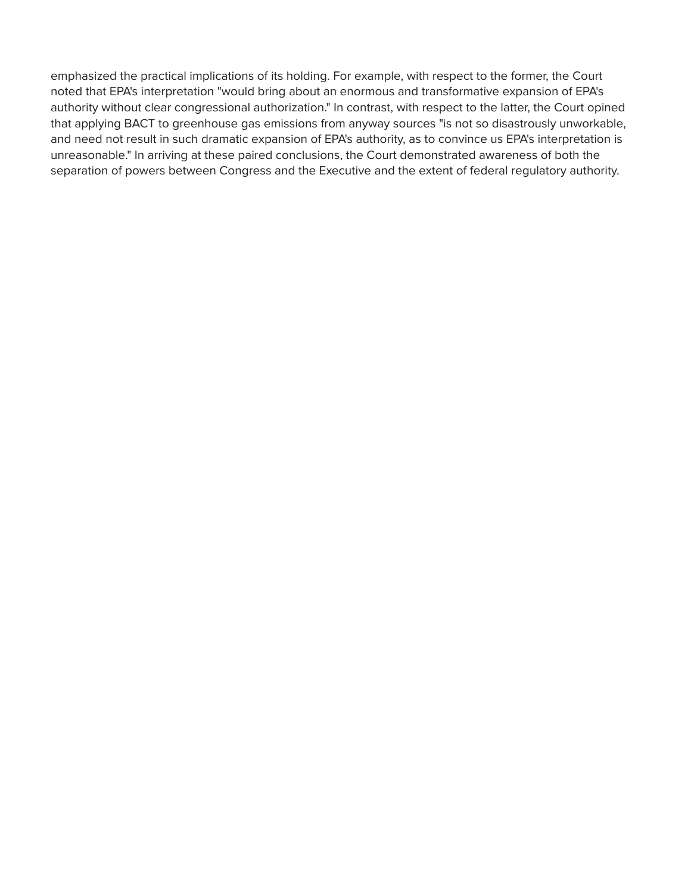emphasized the practical implications of its holding. For example, with respect to the former, the Court noted that EPA's interpretation "would bring about an enormous and transformative expansion of EPA's authority without clear congressional authorization." In contrast, with respect to the latter, the Court opined that applying BACT to greenhouse gas emissions from anyway sources "is not so disastrously unworkable, and need not result in such dramatic expansion of EPA's authority, as to convince us EPA's interpretation is unreasonable." In arriving at these paired conclusions, the Court demonstrated awareness of both the separation of powers between Congress and the Executive and the extent of federal regulatory authority.